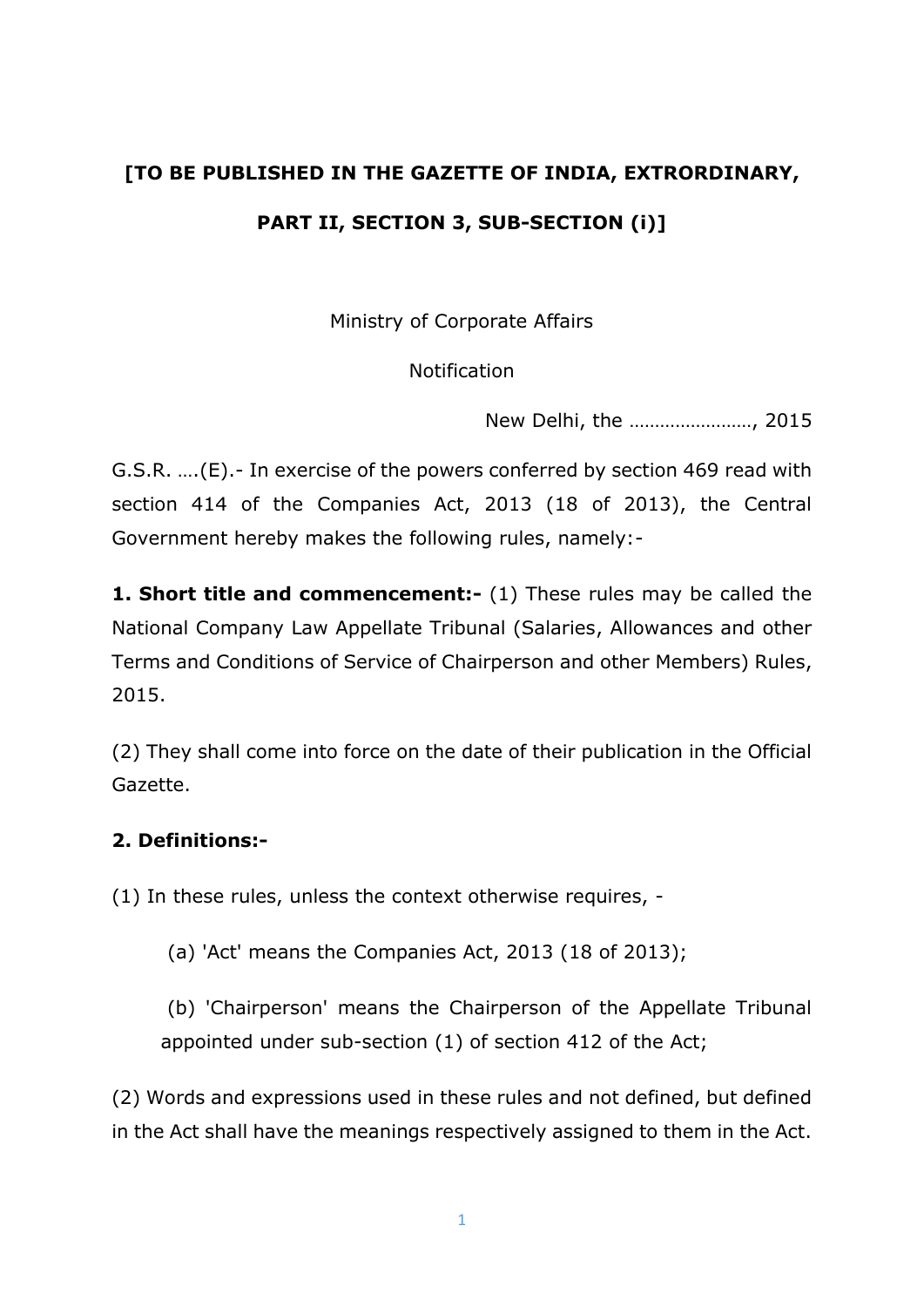**[TO BE PUBLISHED IN THE GAZETTE OF INDIA, EXTRORDINARY,**

**PART II, SECTION 3, SUB-SECTION (i)]**

Ministry of Corporate Affairs

Notification

New Delhi, the ……………………, 2015

G.S.R. ….(E).- In exercise of the powers conferred by section 469 read with section 414 of the Companies Act, 2013 (18 of 2013), the Central Government hereby makes the following rules, namely:-

**1. Short title and commencement:-** (1) These rules may be called the National Company Law Appellate Tribunal (Salaries, Allowances and other Terms and Conditions of Service of Chairperson and other Members) Rules, 2015.

(2) They shall come into force on the date of their publication in the Official Gazette.

**2. Definitions:-**

(1) In these rules, unless the context otherwise requires, -

(a) 'Act' means the Companies Act, 2013 (18 of 2013);

(b) 'Chairperson' means the Chairperson of the Appellate Tribunal appointed under sub-section (1) of section 412 of the Act;

(2) Words and expressions used in these rules and not defined, but defined in the Act shall have the meanings respectively assigned to them in the Act.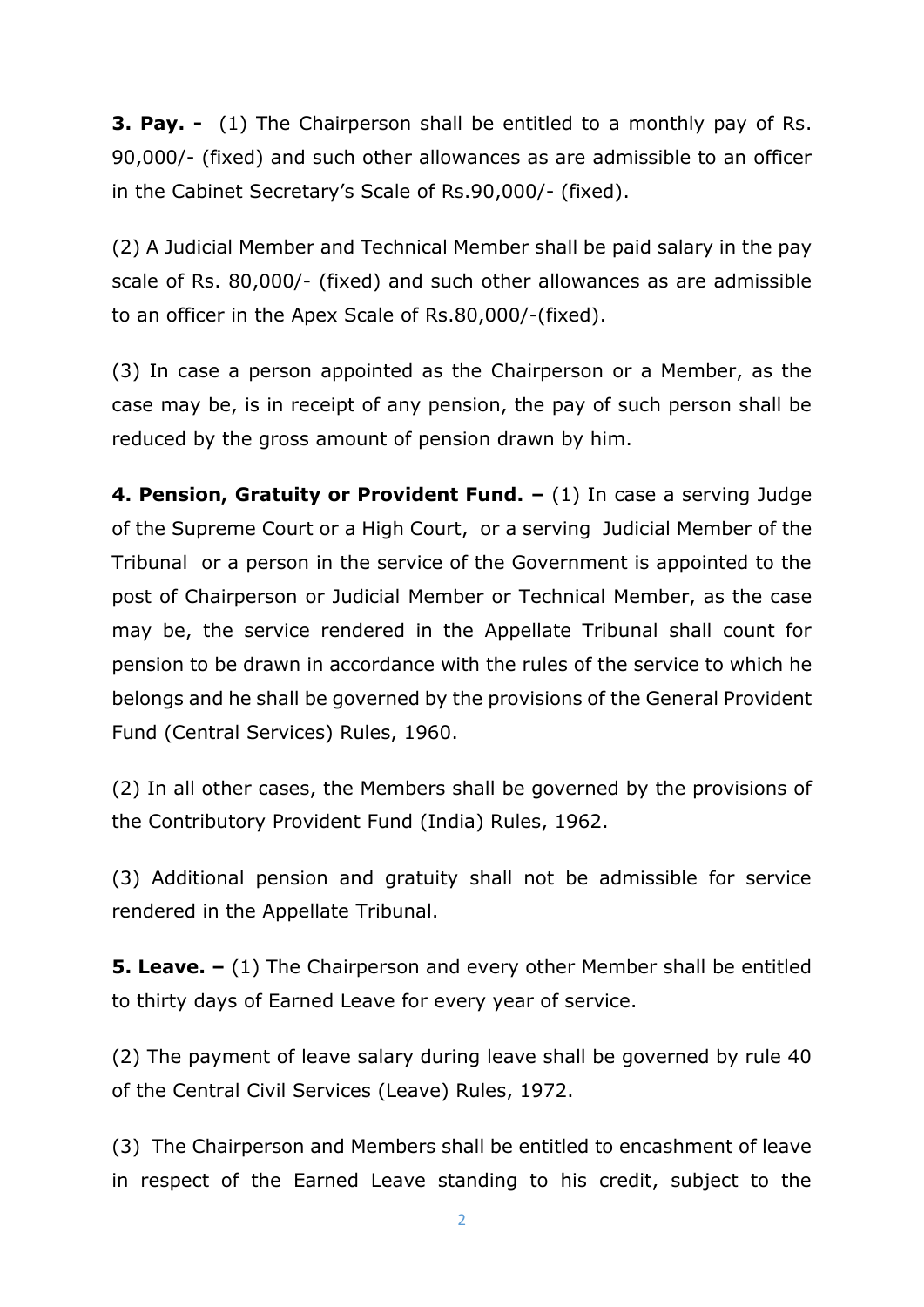**3. Pay. -** (1) The Chairperson shall be entitled to a monthly pay of Rs. 90,000/- (fixed) and such other allowances as are admissible to an officer in the Cabinet Secretary's Scale of Rs.90,000/- (fixed).

(2) A Judicial Member and Technical Member shall be paid salary in the pay scale of Rs. 80,000/- (fixed) and such other allowances as are admissible to an officer in the Apex Scale of Rs.80,000/-(fixed).

(3) In case a person appointed as the Chairperson or a Member, as the case may be, is in receipt of any pension, the pay of such person shall be reduced by the gross amount of pension drawn by him.

**4. Pension, Gratuity or Provident Fund. –** (1) In case a serving Judge of the Supreme Court or a High Court, or a serving Judicial Member of the Tribunal or a person in the service of the Government is appointed to the post of Chairperson or Judicial Member or Technical Member, as the case may be, the service rendered in the Appellate Tribunal shall count for pension to be drawn in accordance with the rules of the service to which he belongs and he shall be governed by the provisions of the General Provident Fund (Central Services) Rules, 1960.

(2) In all other cases, the Members shall be governed by the provisions of the Contributory Provident Fund (India) Rules, 1962.

(3) Additional pension and gratuity shall not be admissible for service rendered in the Appellate Tribunal.

**5. Leave. –** (1) The Chairperson and every other Member shall be entitled to thirty days of Earned Leave for every year of service.

(2) The payment of leave salary during leave shall be governed by rule 40 of the Central Civil Services (Leave) Rules, 1972.

(3) The Chairperson and Members shall be entitled to encashment of leave in respect of the Earned Leave standing to his credit, subject to the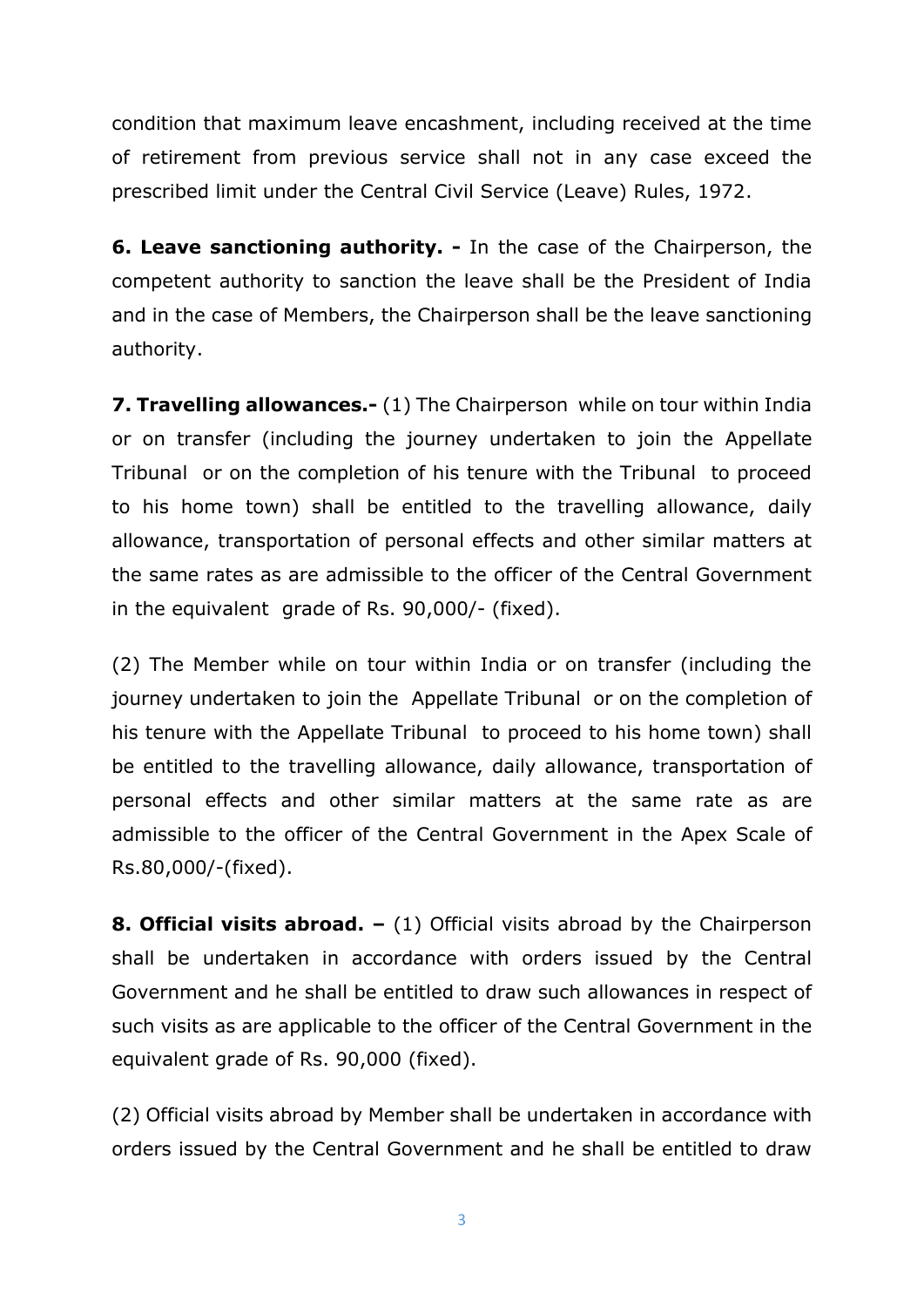condition that maximum leave encashment, including received at the time of retirement from previous service shall not in any case exceed the prescribed limit under the Central Civil Service (Leave) Rules, 1972.

**6. Leave sanctioning authority. -** In the case of the Chairperson, the competent authority to sanction the leave shall be the President of India and in the case of Members, the Chairperson shall be the leave sanctioning authority.

**7. Travelling allowances.-** (1) The Chairperson while on tour within India or on transfer (including the journey undertaken to join the Appellate Tribunal or on the completion of his tenure with the Tribunal to proceed to his home town) shall be entitled to the travelling allowance, daily allowance, transportation of personal effects and other similar matters at the same rates as are admissible to the officer of the Central Government in the equivalent grade of Rs. 90,000/- (fixed).

(2) The Member while on tour within India or on transfer (including the journey undertaken to join the Appellate Tribunal or on the completion of his tenure with the Appellate Tribunal to proceed to his home town) shall be entitled to the travelling allowance, daily allowance, transportation of personal effects and other similar matters at the same rate as are admissible to the officer of the Central Government in the Apex Scale of Rs.80,000/-(fixed).

**8. Official visits abroad. –** (1) Official visits abroad by the Chairperson shall be undertaken in accordance with orders issued by the Central Government and he shall be entitled to draw such allowances in respect of such visits as are applicable to the officer of the Central Government in the equivalent grade of Rs. 90,000 (fixed).

(2) Official visits abroad by Member shall be undertaken in accordance with orders issued by the Central Government and he shall be entitled to draw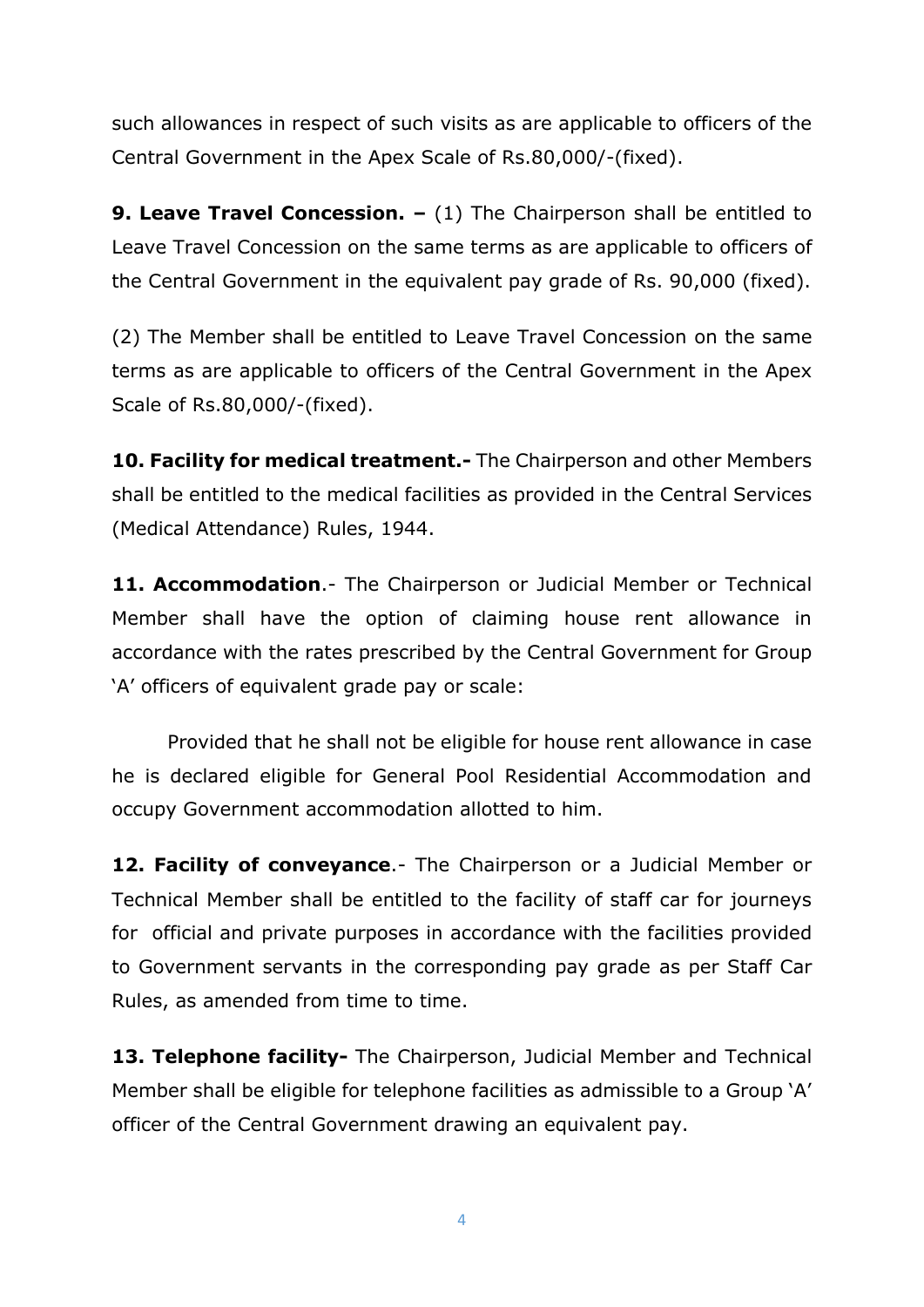such allowances in respect of such visits as are applicable to officers of the Central Government in the Apex Scale of Rs.80,000/-(fixed).

**9. Leave Travel Concession. –** (1) The Chairperson shall be entitled to Leave Travel Concession on the same terms as are applicable to officers of the Central Government in the equivalent pay grade of Rs. 90,000 (fixed).

(2) The Member shall be entitled to Leave Travel Concession on the same terms as are applicable to officers of the Central Government in the Apex Scale of Rs.80,000/-(fixed).

**10. Facility for medical treatment.-** The Chairperson and other Members shall be entitled to the medical facilities as provided in the Central Services (Medical Attendance) Rules, 1944.

**11. Accommodation**.- The Chairperson or Judicial Member or Technical Member shall have the option of claiming house rent allowance in accordance with the rates prescribed by the Central Government for Group 'A' officers of equivalent grade pay or scale:

Provided that he shall not be eligible for house rent allowance in case he is declared eligible for General Pool Residential Accommodation and occupy Government accommodation allotted to him.

**12. Facility of conveyance**.- The Chairperson or a Judicial Member or Technical Member shall be entitled to the facility of staff car for journeys for official and private purposes in accordance with the facilities provided to Government servants in the corresponding pay grade as per Staff Car Rules, as amended from time to time.

**13. Telephone facility-** The Chairperson, Judicial Member and Technical Member shall be eligible for telephone facilities as admissible to a Group 'A' officer of the Central Government drawing an equivalent pay.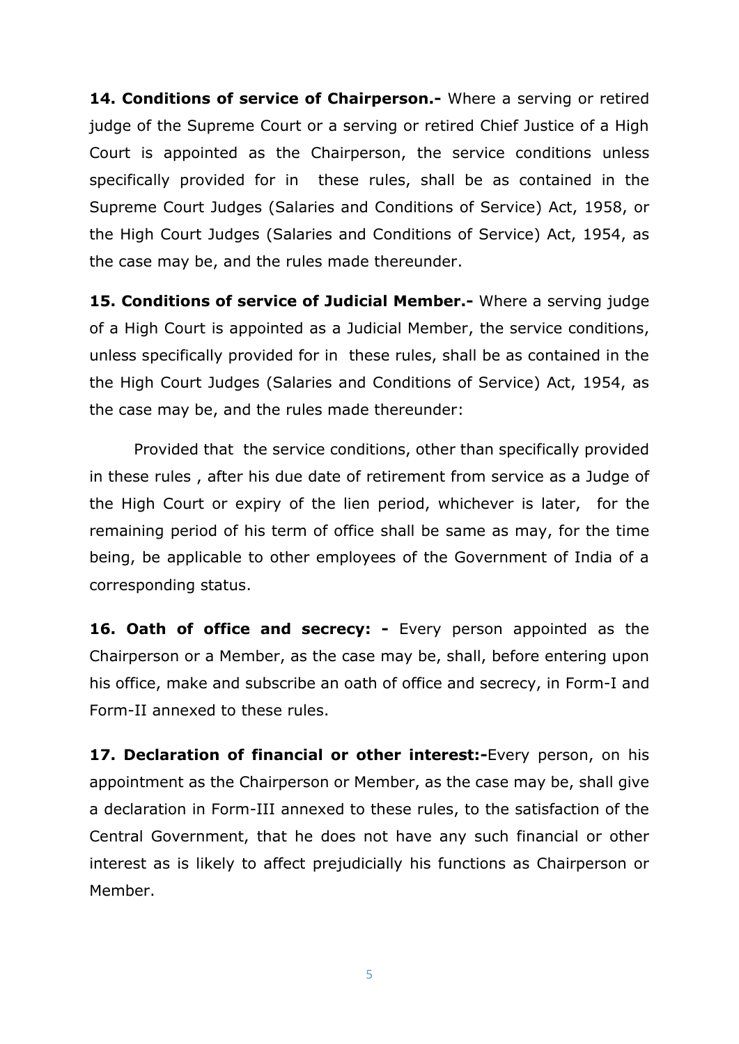**14. Conditions of service of Chairperson.-** Where a serving or retired judge of the Supreme Court or a serving or retired Chief Justice of a High Court is appointed as the Chairperson, the service conditions unless specifically provided for in these rules, shall be as contained in the Supreme Court Judges (Salaries and Conditions of Service) Act, 1958, or the High Court Judges (Salaries and Conditions of Service) Act, 1954, as the case may be, and the rules made thereunder.

**15. Conditions of service of Judicial Member.-** Where a serving judge of a High Court is appointed as a Judicial Member, the service conditions, unless specifically provided for in these rules, shall be as contained in the the High Court Judges (Salaries and Conditions of Service) Act, 1954, as the case may be, and the rules made thereunder:

Provided that the service conditions, other than specifically provided in these rules , after his due date of retirement from service as a Judge of the High Court or expiry of the lien period, whichever is later, for the remaining period of his term of office shall be same as may, for the time being, be applicable to other employees of the Government of India of a corresponding status.

**16. Oath of office and secrecy: -** Every person appointed as the Chairperson or a Member, as the case may be, shall, before entering upon his office, make and subscribe an oath of office and secrecy, in Form-I and Form-II annexed to these rules.

**17. Declaration of financial or other interest:-**Every person, on his appointment as the Chairperson or Member, as the case may be, shall give a declaration in Form-III annexed to these rules, to the satisfaction of the Central Government, that he does not have any such financial or other interest as is likely to affect prejudicially his functions as Chairperson or Member.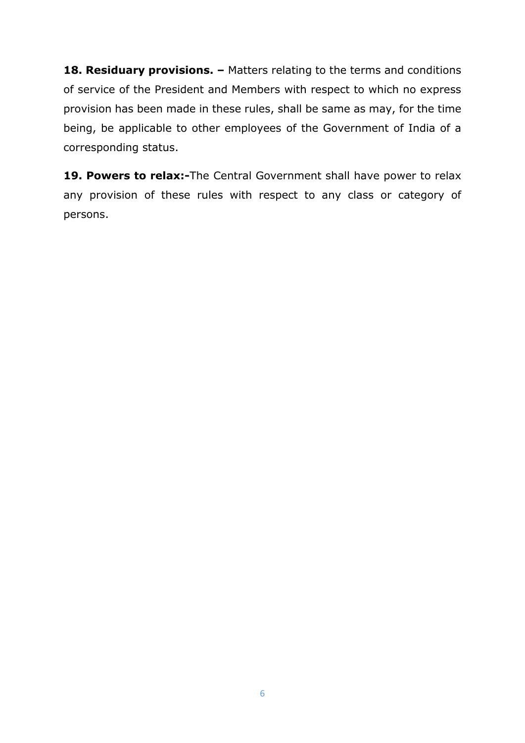**18. Residuary provisions. –** Matters relating to the terms and conditions of service of the President and Members with respect to which no express provision has been made in these rules, shall be same as may, for the time being, be applicable to other employees of the Government of India of a corresponding status.

**19. Powers to relax:-**The Central Government shall have power to relax any provision of these rules with respect to any class or category of persons.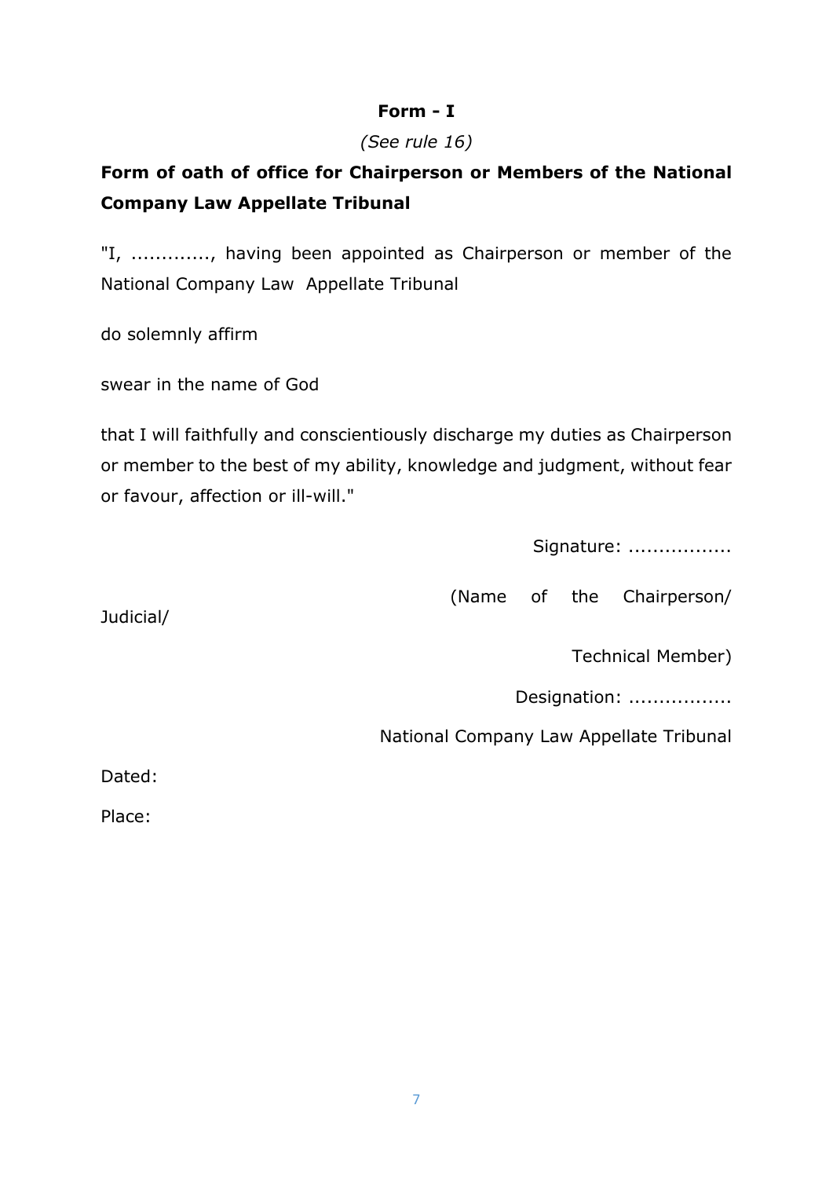**Form - I**

*(See rule 16)*

**Form of oath of office for Chairperson or Members of the National Company Law Appellate Tribunal**

"I, ............, having been appointed as Chairperson or member of the National Company Law Appellate Tribunal

do solemnly affirm

swear in the name of God

that I will faithfully and conscientiously discharge my duties as Chairperson or member to the best of my ability, knowledge and judgment, without fear or favour, affection or ill-will."

Signature: ................

(Name of the Chairperson/ Judicial/ Technical Member)

Designation: ................

National Company Law Appellate Tribunal

Dated:

Place: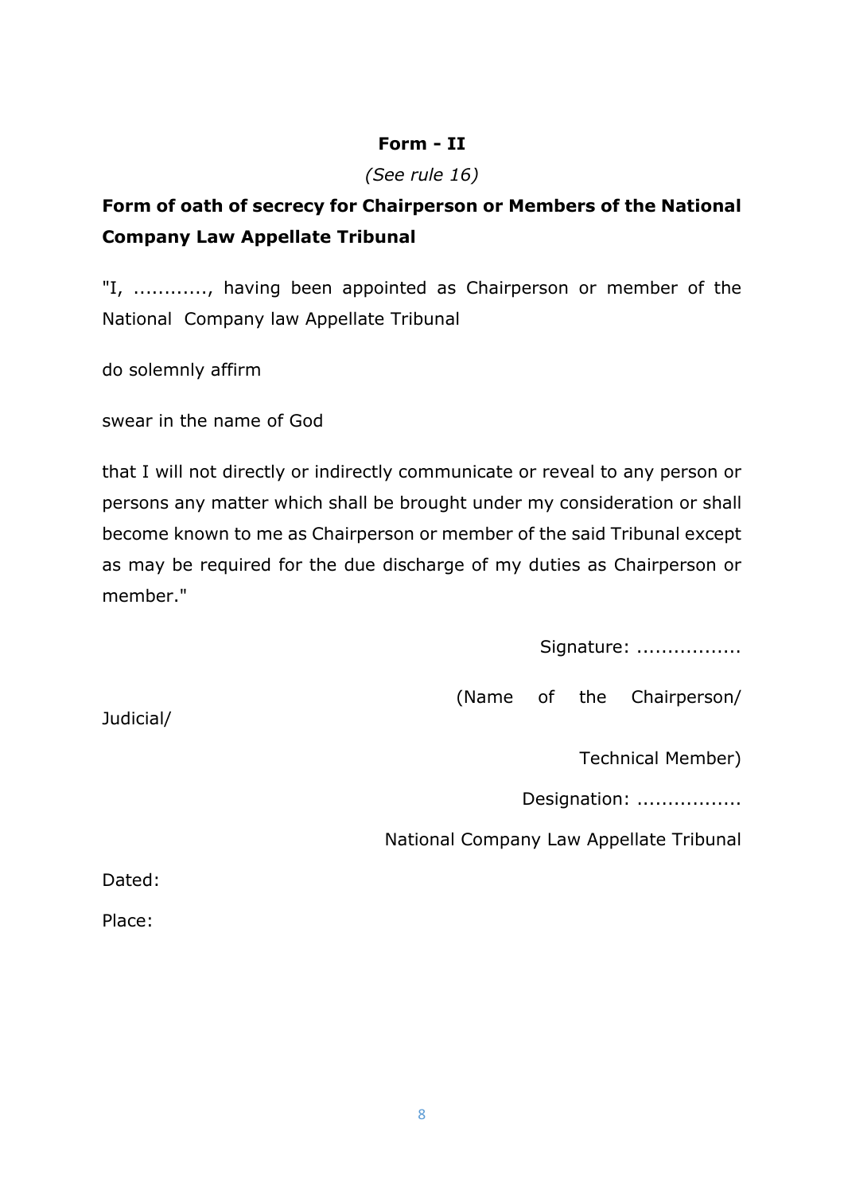**Form - II**

*(See rule 16)*

**Form of oath of secrecy for Chairperson or Members of the National Company Law Appellate Tribunal**

"I, ..........., having been appointed as Chairperson or member of the National Company law Appellate Tribunal

do solemnly affirm

swear in the name of God

that I will not directly or indirectly communicate or reveal to any person or persons any matter which shall be brought under my consideration or shall become known to me as Chairperson or member of the said Tribunal except as may be required for the due discharge of my duties as Chairperson or member."

Signature: ................

(Name of the Chairperson/ Judicial/ Technical Member)

Designation: ................

National Company Law Appellate Tribunal

Dated:

Place: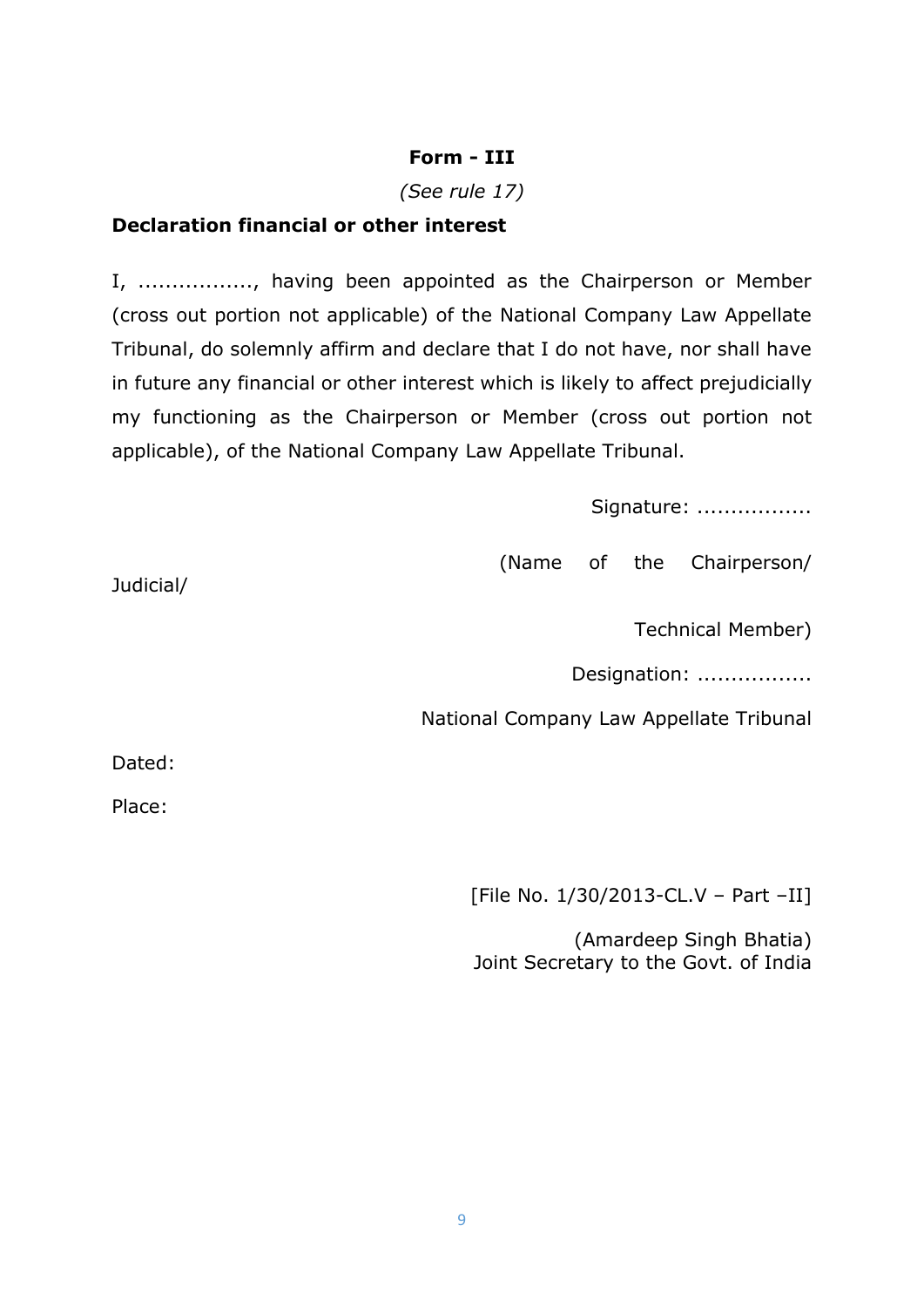**Form - III**

*(See rule 17)*

**Declaration financial or other interest**

I, ................, having been appointed as the Chairperson or Member (cross out portion not applicable) of the National Company Law Appellate Tribunal, do solemnly affirm and declare that I do not have, nor shall have in future any financial or other interest which is likely to affect prejudicially my functioning as the Chairperson or Member (cross out portion not applicable), of the National Company Law Appellate Tribunal.

Signature: ................

(Name of the Chairperson/ Judicial/ Technical Member)

Designation: ................

National Company Law Appellate Tribunal

Dated:

Place:

[File No. 1/30/2013-CL.V – Part –II]

(Amardeep Singh Bhatia)
Joint Secretary to the Govt. of India